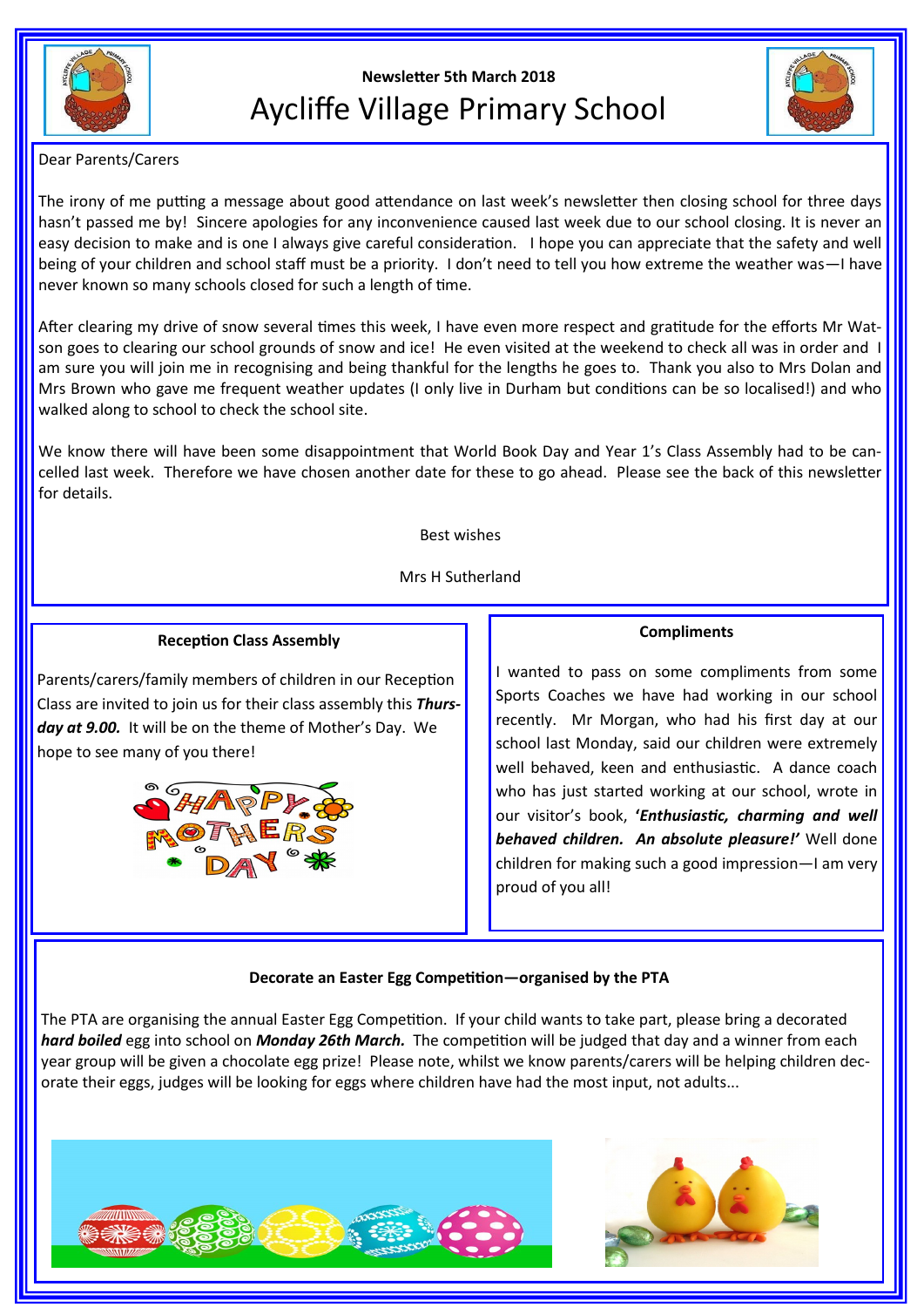Newsletter 5th March 2018

# Aycliffe Village Primary School

Dear Parents/Carers

The irony of me putting a message about good attendance on last week's newsletter then closing school for three days hasn't passed me by! Sincere apologies for any inconvenience caused last week due to our school closing. It is never an easy decision to make and is one I always give careful consideration. I hope you can appreciate that the safety and well being of your children and school staff must be a priority. I don't need to tell you how extreme the weather was—I have never known so many schools closed for such a length of time.

After clearing my drive of snow several times this week, I have even more respect and gratitude for the efforts Mr Watson goes to clearing our school grounds of snow and ice! He even visited at the weekend to check all was in order and I am sure you will join me in recognising and being thankful for the lengths he goes to. Thank you also to Mrs Dolan and Mrs Brown who gave me frequent weather updates (I only live in Durham but conditions can be so localised!) and who walked along to school to check the school site.

We know there will have been some disappointment that World Book Day and Year 1's Class Assembly had to be cancelled last week. Therefore we have chosen another date for these to go ahead. Please see the back of this newsletter for details.

Best wishes

Mrs H Sutherland

### Reception Class Assembly

Parents/carers/family members of children in our Reception Class are invited to join us for their class assembly this ***Thursday at 9.00.*** It will be on the theme of Mother's Day. We hope to see many of you there!

### Compliments

I wanted to pass on some compliments from some Sports Coaches we have had working in our school recently. Mr Morgan, who had his first day at our school last Monday, said our children were extremely well behaved, keen and enthusiastic. A dance coach who has just started working at our school, wrote in our visitor's book, ***'Enthusiastic, charming and well behaved children. An absolute pleasure!'*** Well done children for making such a good impression—I am very proud of you all!

### Decorate an Easter Egg Competition—organised by the PTA

The PTA are organising the annual Easter Egg Competition. If your child wants to take part, please bring a decorated ***hard boiled*** egg into school on ***Monday 26th March.*** The competition will be judged that day and a winner from each year group will be given a chocolate egg prize! Please note, whilst we know parents/carers will be helping children decorate their eggs, judges will be looking for eggs where children have had the most input, not adults...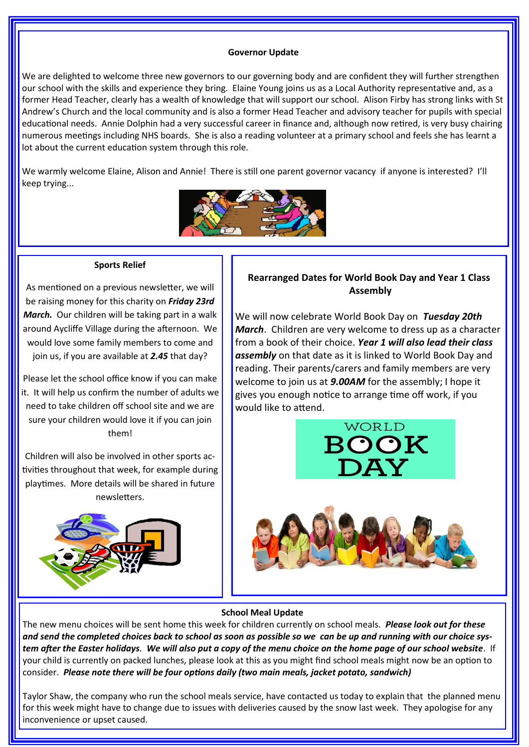## Governor Update

We are delighted to welcome three new governors to our governing body and are confident they will further strengthen our school with the skills and experience they bring. Elaine Young joins us as a Local Authority representative and, as a former Head Teacher, clearly has a wealth of knowledge that will support our school. Alison Firby has strong links with St Andrew's Church and the local community and is also a former Head Teacher and advisory teacher for pupils with special educational needs. Annie Dolphin had a very successful career in finance and, although now retired, is very busy chairing numerous meetings including NHS boards. She is also a reading volunteer at a primary school and feels she has learnt a lot about the current education system through this role.

We warmly welcome Elaine, Alison and Annie! There is still one parent governor vacancy if anyone is interested? I'll keep trying...

## Sports Relief

As mentioned on a previous newsletter, we will be raising money for this charity on ***Friday 23rd March.*** Our children will be taking part in a walk around Aycliffe Village during the afternoon. We would love some family members to come and join us, if you are available at ***2.45*** that day?

Please let the school office know if you can make it. It will help us confirm the number of adults we need to take children off school site and we are sure your children would love it if you can join them!

Children will also be involved in other sports activities throughout that week, for example during playtimes. More details will be shared in future newsletters.

## Rearranged Dates for World Book Day and Year 1 Class Assembly

We will now celebrate World Book Day on ***Tuesday 20th March***. Children are very welcome to dress up as a character from a book of their choice. ***Year 1 will also lead their class assembly*** on that date as it is linked to World Book Day and reading. Their parents/carers and family members are very welcome to join us at ***9.00AM*** for the assembly; I hope it gives you enough notice to arrange time off work, if you would like to attend.

WORLD BOOK DAY

## School Meal Update

The new menu choices will be sent home this week for children currently on school meals. ***Please look out for these and send the completed choices back to school as soon as possible so we can be up and running with our choice system after the Easter holidays. We will also put a copy of the menu choice on the home page of our school website***. If your child is currently on packed lunches, please look at this as you might find school meals might now be an option to consider. ***Please note there will be four options daily (two main meals, jacket potato, sandwich)***

Taylor Shaw, the company who run the school meals service, have contacted us today to explain that the planned menu for this week might have to change due to issues with deliveries caused by the snow last week. They apologise for any inconvenience or upset caused.